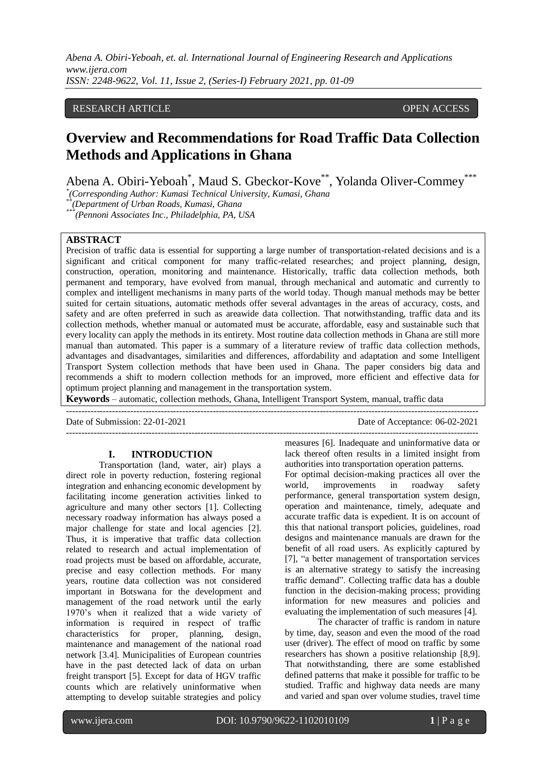RESEARCH ARTICLE OPEN ACCESS

# Overview and Recommendations for Road Traffic Data Collection Methods and Applications in Ghana

Abena A. Obiri-Yeboah[*], Maud S. Gbeckor-Kove[**], Yolanda Oliver-Commey[***]

[*] *(Corresponding Author: Kumasi Technical University, Kumasi, Ghana*
[**] *(Department of Urban Roads, Kumasi, Ghana*
[***] *(Pennoni Associates Inc., Philadelphia, PA, USA*

## ABSTRACT

Precision of traffic data is essential for supporting a large number of transportation-related decisions and is a significant and critical component for many traffic-related researches; and project planning, design, construction, operation, monitoring and maintenance. Historically, traffic data collection methods, both permanent and temporary, have evolved from manual, through mechanical and automatic and currently to complex and intelligent mechanisms in many parts of the world today. Though manual methods may be better suited for certain situations, automatic methods offer several advantages in the areas of accuracy, costs, and safety and are often preferred in such as areawide data collection. That notwithstanding, traffic data and its collection methods, whether manual or automated must be accurate, affordable, easy and sustainable such that every locality can apply the methods in its entirety. Most routine data collection methods in Ghana are still more manual than automated. This paper is a summary of a literature review of traffic data collection methods, advantages and disadvantages, similarities and differences, affordability and adaptation and some Intelligent Transport System collection methods that have been used in Ghana. The paper considers big data and recommends a shift to modern collection methods for an improved, more efficient and effective data for optimum project planning and management in the transportation system.

**Keywords** – automatic, collection methods, Ghana, Intelligent Transport System, manual, traffic data

Date of Submission: 22-01-2021 Date of Acceptance: 06-02-2021

## I. INTRODUCTION

Transportation (land, water, air) plays a direct role in poverty reduction, fostering regional integration and enhancing economic development by facilitating income generation activities linked to agriculture and many other sectors [1]. Collecting necessary roadway information has always posed a major challenge for state and local agencies [2]. Thus, it is imperative that traffic data collection related to research and actual implementation of road projects must be based on affordable, accurate, precise and easy collection methods. For many years, routine data collection was not considered important in Botswana for the development and management of the road network until the early 1970's when it realized that a wide variety of information is required in respect of traffic characteristics for proper, planning, design, maintenance and management of the national road network [3.4]. Municipalities of European countries have in the past detected lack of data on urban freight transport [5]. Except for data of HGV traffic counts which are relatively uninformative when attempting to develop suitable strategies and policy measures [6]. Inadequate and uninformative data or lack thereof often results in a limited insight from authorities into transportation operation patterns.

For optimal decision-making practices all over the world, improvements in roadway safety performance, general transportation system design, operation and maintenance, timely, adequate and accurate traffic data is expedient. It is on account of this that national transport policies, guidelines, road designs and maintenance manuals are drawn for the benefit of all road users. As explicitly captured by [7], "a better management of transportation services is an alternative strategy to satisfy the increasing traffic demand". Collecting traffic data has a double function in the decision-making process; providing information for new measures and policies and evaluating the implementation of such measures [4].

The character of traffic is random in nature by time, day, season and even the mood of the road user (driver). The effect of mood on traffic by some researchers has shown a positive relationship [8,9]. That notwithstanding, there are some established defined patterns that make it possible for traffic to be studied. Traffic and highway data needs are many and varied and span over volume studies, travel time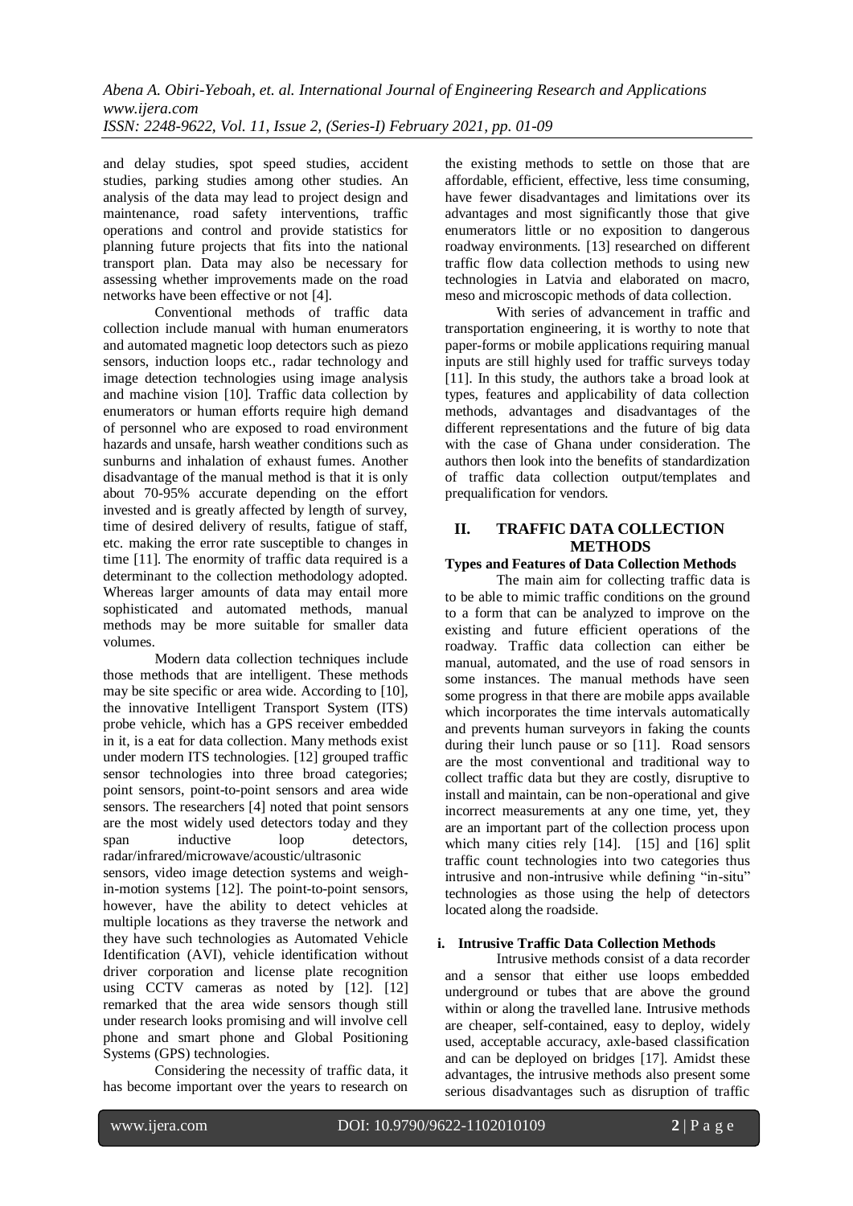and delay studies, spot speed studies, accident studies, parking studies among other studies. An analysis of the data may lead to project design and maintenance, road safety interventions, traffic operations and control and provide statistics for planning future projects that fits into the national transport plan. Data may also be necessary for assessing whether improvements made on the road networks have been effective or not [4].

Conventional methods of traffic data collection include manual with human enumerators and automated magnetic loop detectors such as piezo sensors, induction loops etc., radar technology and image detection technologies using image analysis and machine vision [10]. Traffic data collection by enumerators or human efforts require high demand of personnel who are exposed to road environment hazards and unsafe, harsh weather conditions such as sunburns and inhalation of exhaust fumes. Another disadvantage of the manual method is that it is only about 70-95% accurate depending on the effort invested and is greatly affected by length of survey, time of desired delivery of results, fatigue of staff, etc. making the error rate susceptible to changes in time [11]. The enormity of traffic data required is a determinant to the collection methodology adopted. Whereas larger amounts of data may entail more sophisticated and automated methods, manual methods may be more suitable for smaller data volumes.

Modern data collection techniques include those methods that are intelligent. These methods may be site specific or area wide. According to [10], the innovative Intelligent Transport System (ITS) probe vehicle, which has a GPS receiver embedded in it, is a eat for data collection. Many methods exist under modern ITS technologies. [12] grouped traffic sensor technologies into three broad categories; point sensors, point-to-point sensors and area wide sensors. The researchers [4] noted that point sensors are the most widely used detectors today and they span inductive loop detectors, radar/infrared/microwave/acoustic/ultrasonic sensors, video image detection systems and weigh-in-motion systems [12]. The point-to-point sensors, however, have the ability to detect vehicles at multiple locations as they traverse the network and they have such technologies as Automated Vehicle Identification (AVI), vehicle identification without driver corporation and license plate recognition using CCTV cameras as noted by [12]. [12] remarked that the area wide sensors though still under research looks promising and will involve cell phone and smart phone and Global Positioning Systems (GPS) technologies.

Considering the necessity of traffic data, it has become important over the years to research on the existing methods to settle on those that are affordable, efficient, effective, less time consuming, have fewer disadvantages and limitations over its advantages and most significantly those that give enumerators little or no exposition to dangerous roadway environments. [13] researched on different traffic flow data collection methods to using new technologies in Latvia and elaborated on macro, meso and microscopic methods of data collection.

With series of advancement in traffic and transportation engineering, it is worthy to note that paper-forms or mobile applications requiring manual inputs are still highly used for traffic surveys today [11]. In this study, the authors take a broad look at types, features and applicability of data collection methods, advantages and disadvantages of the different representations and the future of big data with the case of Ghana under consideration. The authors then look into the benefits of standardization of traffic data collection output/templates and prequalification for vendors.

## II. TRAFFIC DATA COLLECTION METHODS

### Types and Features of Data Collection Methods

The main aim for collecting traffic data is to be able to mimic traffic conditions on the ground to a form that can be analyzed to improve on the existing and future efficient operations of the roadway. Traffic data collection can either be manual, automated, and the use of road sensors in some instances. The manual methods have seen some progress in that there are mobile apps available which incorporates the time intervals automatically and prevents human surveyors in faking the counts during their lunch pause or so [11]. Road sensors are the most conventional and traditional way to collect traffic data but they are costly, disruptive to install and maintain, can be non-operational and give incorrect measurements at any one time, yet, they are an important part of the collection process upon which many cities rely [14]. [15] and [16] split traffic count technologies into two categories thus intrusive and non-intrusive while defining "in-situ" technologies as those using the help of detectors located along the roadside.

#### i. Intrusive Traffic Data Collection Methods

Intrusive methods consist of a data recorder and a sensor that either use loops embedded underground or tubes that are above the ground within or along the travelled lane. Intrusive methods are cheaper, self-contained, easy to deploy, widely used, acceptable accuracy, axle-based classification and can be deployed on bridges [17]. Amidst these advantages, the intrusive methods also present some serious disadvantages such as disruption of traffic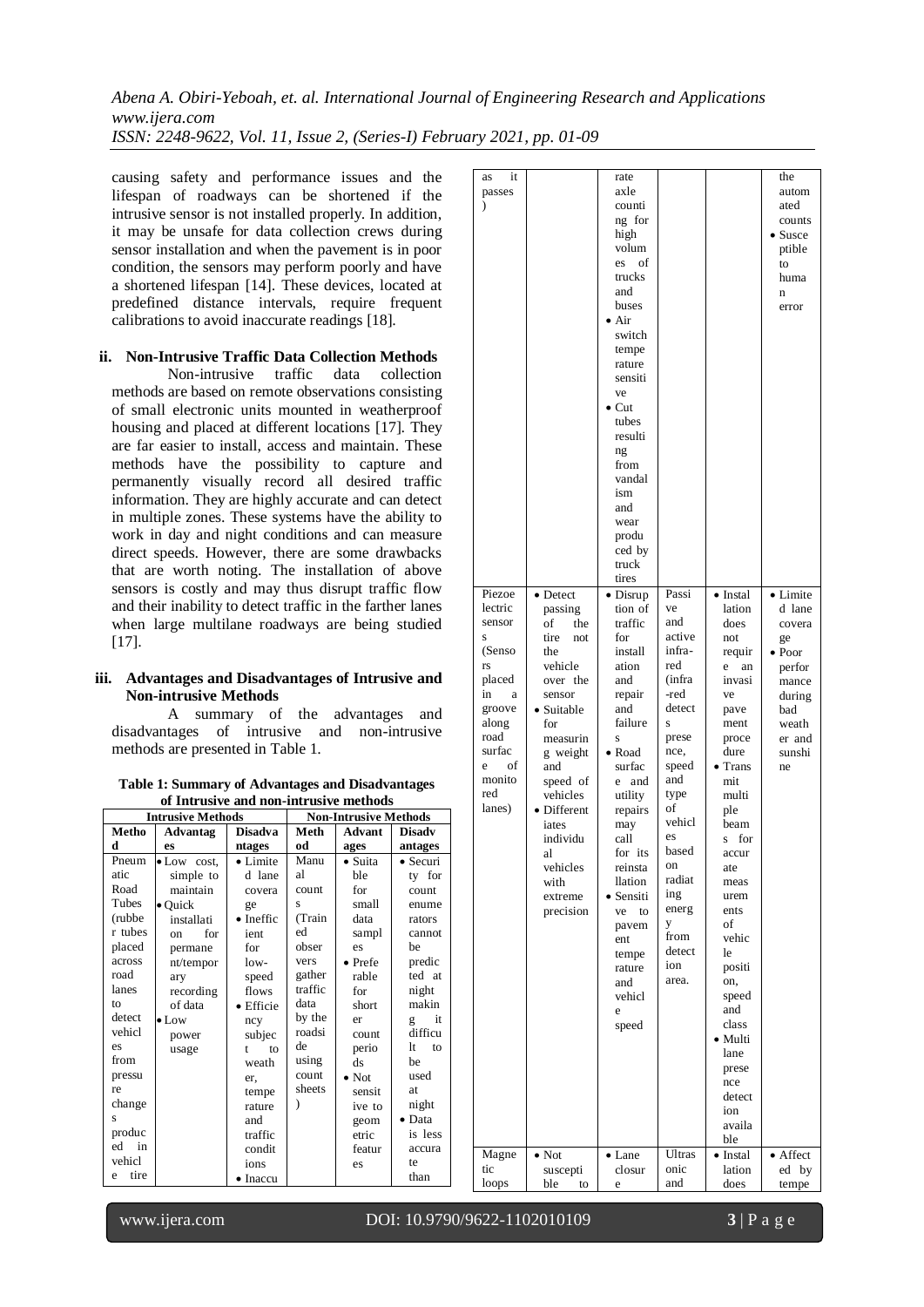causing safety and performance issues and the lifespan of roadways can be shortened if the intrusive sensor is not installed properly. In addition, it may be unsafe for data collection crews during sensor installation and when the pavement is in poor condition, the sensors may perform poorly and have a shortened lifespan [14]. These devices, located at predefined distance intervals, require frequent calibrations to avoid inaccurate readings [18].

### ii. Non-Intrusive Traffic Data Collection Methods

Non-intrusive traffic data collection methods are based on remote observations consisting of small electronic units mounted in weatherproof housing and placed at different locations [17]. They are far easier to install, access and maintain. These methods have the possibility to capture and permanently visually record all desired traffic information. They are highly accurate and can detect in multiple zones. These systems have the ability to work in day and night conditions and can measure direct speeds. However, there are some drawbacks that are worth noting. The installation of above sensors is costly and may thus disrupt traffic flow and their inability to detect traffic in the farther lanes when large multilane roadways are being studied [17].

### iii. Advantages and Disadvantages of Intrusive and Non-intrusive Methods

A summary of the advantages and disadvantages of intrusive and non-intrusive methods are presented in Table 1.

**Table 1: Summary of Advantages and Disadvantages of Intrusive and non-intrusive methods**

| Intrusive Methods | | | Non-Intrusive Methods | | |
|---|---|---|---|---|---|
| **Method** | **Advantages** | **Disadvantages** | **Method** | **Advantages** | **Disadvantages** |
| Pneumatic Road Tubes (rubber tubes placed across road lanes to detect vehicles from pressure changes produced in vehicle tire as it passes) | • Low cost, simple to maintain • Quick installation for permanent/temporary recording of data • Low power usage | • Limited lane coverage • Inefficient for low-speed flows • Efficiency subject to weather, temperature and traffic conditions • Inaccurate axle counting for high volumes of trucks and buses • Air switch temperature sensitive • Cut tubes resulting from vandalism and wear produced by truck tires | Manual counts (Trained observers gather traffic data by the roadside using count sheets) | • Suitable for small data samples • Preferable for short counter periods • Not sensitive to geometric features | • Security for count enumerators cannot be predicted at night making it difficult to be used at night • Data is less accurate than the automated counts • Susceptible to human error |
| Piezoelectric sensors (Sensors placed in a groove along road surface of monitored lanes) | • Detect passing of the tire not the vehicle over the sensor • Suitable for measuring weight and speed of vehicles • Differentiates individual vehicles with extreme precision | • Disruption of traffic for installation and repair and failures • Road surface and utility repairs may call for its reinstallation • Sensitive to pavement temperature and vehicle speed | Passive and active infra-red (infra-red detects presence, speed and type of vehicles based on radiating energy from detection area. | • Installation does not require an invasive pavement procedure • Transmit multiple beams for accurate measurements of vehicle position, speed and class • Multilane presence detection available | • Limited lane coverage • Poor performance during bad weather and sunshine |
| Magnetic loops | • Not susceptible to | • Lane closure | Ultrasonic and | • Installation does | • Affected by tempe |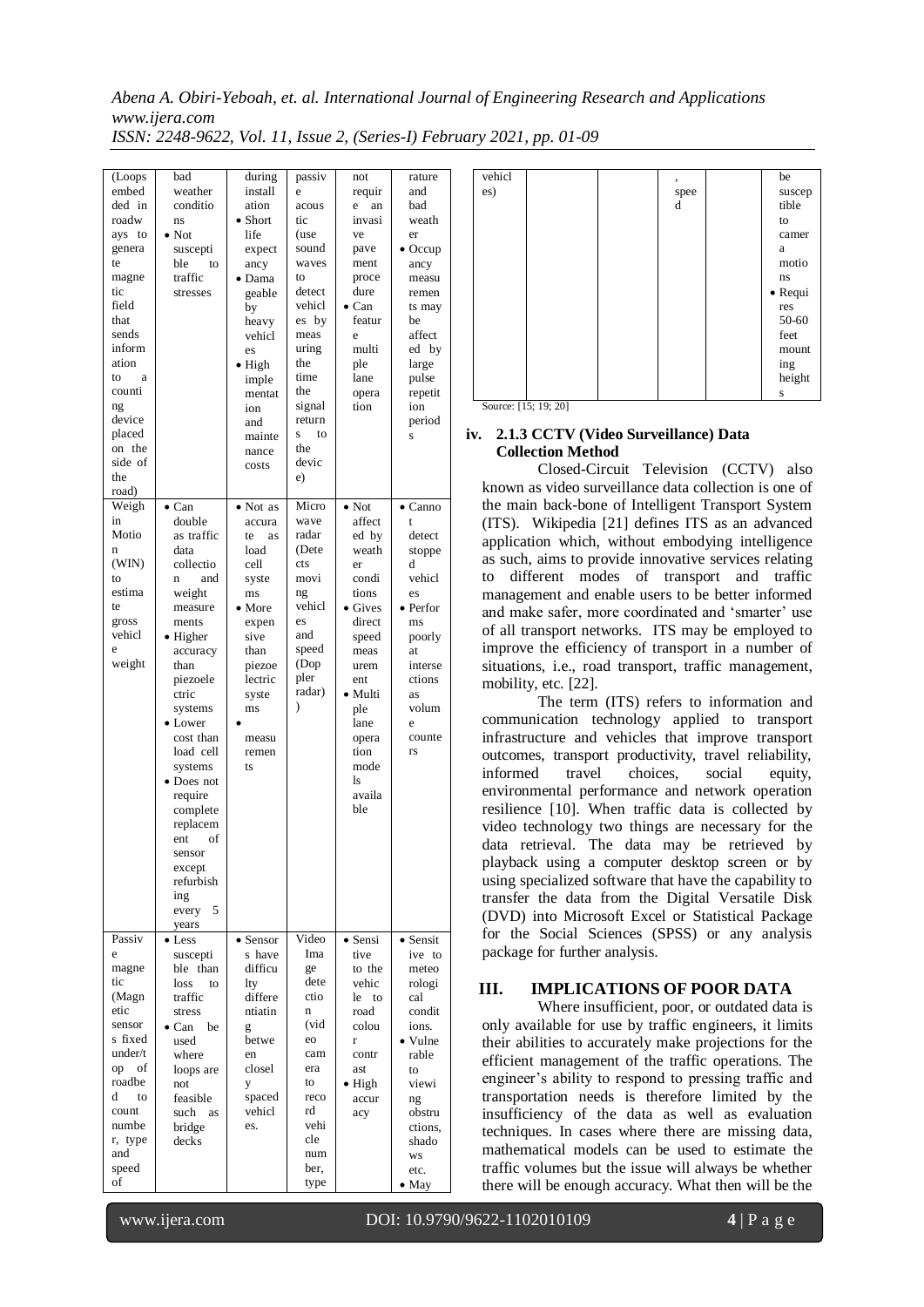| | | | | | |
|---|---|---|---|---|---|
| (Loops embedded in roadways to generate magnetic field that sends information to a counting device placed on the side of the road) | bad weather conditions<br>• Not susceptible to traffic stresses | during installation<br>• Short life expectancy<br>• Damageable by heavy vehicles<br>• High implementation and maintenance costs | passive acoustic (use sound waves to detect vehicles by measuring the time the signal returns to the device) | not require an invasive pavement procedure<br>• Can feature multiple lane operation | rature and bad weather<br>• Occupancy measurements may be affected by large pulse repetition periods |
| Weigh in Motion (WIN) to estimate gross vehicle weight | • Can double as traffic data collection and weight measurements<br>• Higher accuracy than piezoelectric systems<br>• Lower cost than load cell systems<br>• Does not require complete replacement of sensor except refurbishing every 5 years | • Not as accurate as load cell systems<br>• More expensive than piezoelectric systems<br>• measurements | Microwave radar (Detects moving vehicles and speed (Doppler radar)) | • Not affected by weather conditions<br>• Gives direct speed measurement<br>• Multiple lane operation models available | • Cannot detect stopped vehicles<br>• Performs poorly at intersections as volume counters |
| Passive magnetic (Magnetic sensors fixed under/top of roadbed to count number, type and speed of vehicles) | • Less susceptible than loss to traffic stress<br>• Can be used where loops are not feasible such as bridge decks | • Sensors have difficulty differentiating between closely spaced vehicles. | Video Image detection (video camera to record vehicle number, type, speed | • Sensitive to the vehicle to road colour contrast<br>• High accuracy | • Sensitive to meteorological conditions.<br>• Vulnerable to viewing obstructions, shadows etc.<br>• May be susceptible to camera motions<br>• Requires 50-60 feet mounting heights |

Source: [15; 19; 20]

### iv. 2.1.3 CCTV (Video Surveillance) Data Collection Method

Closed-Circuit Television (CCTV) also known as video surveillance data collection is one of the main back-bone of Intelligent Transport System (ITS). Wikipedia [21] defines ITS as an advanced application which, without embodying intelligence as such, aims to provide innovative services relating to different modes of transport and traffic management and enable users to be better informed and make safer, more coordinated and 'smarter' use of all transport networks. ITS may be employed to improve the efficiency of transport in a number of situations, i.e., road transport, traffic management, mobility, etc. [22].

The term (ITS) refers to information and communication technology applied to transport infrastructure and vehicles that improve transport outcomes, transport productivity, travel reliability, informed travel choices, social equity, environmental performance and network operation resilience [10]. When traffic data is collected by video technology two things are necessary for the data retrieval. The data may be retrieved by playback using a computer desktop screen or by using specialized software that have the capability to transfer the data from the Digital Versatile Disk (DVD) into Microsoft Excel or Statistical Package for the Social Sciences (SPSS) or any analysis package for further analysis.

## III. IMPLICATIONS OF POOR DATA

Where insufficient, poor, or outdated data is only available for use by traffic engineers, it limits their abilities to accurately make projections for the efficient management of the traffic operations. The engineer's ability to respond to pressing traffic and transportation needs is therefore limited by the insufficiency of the data as well as evaluation techniques. In cases where there are missing data, mathematical models can be used to estimate the traffic volumes but the issue will always be whether there will be enough accuracy. What then will be the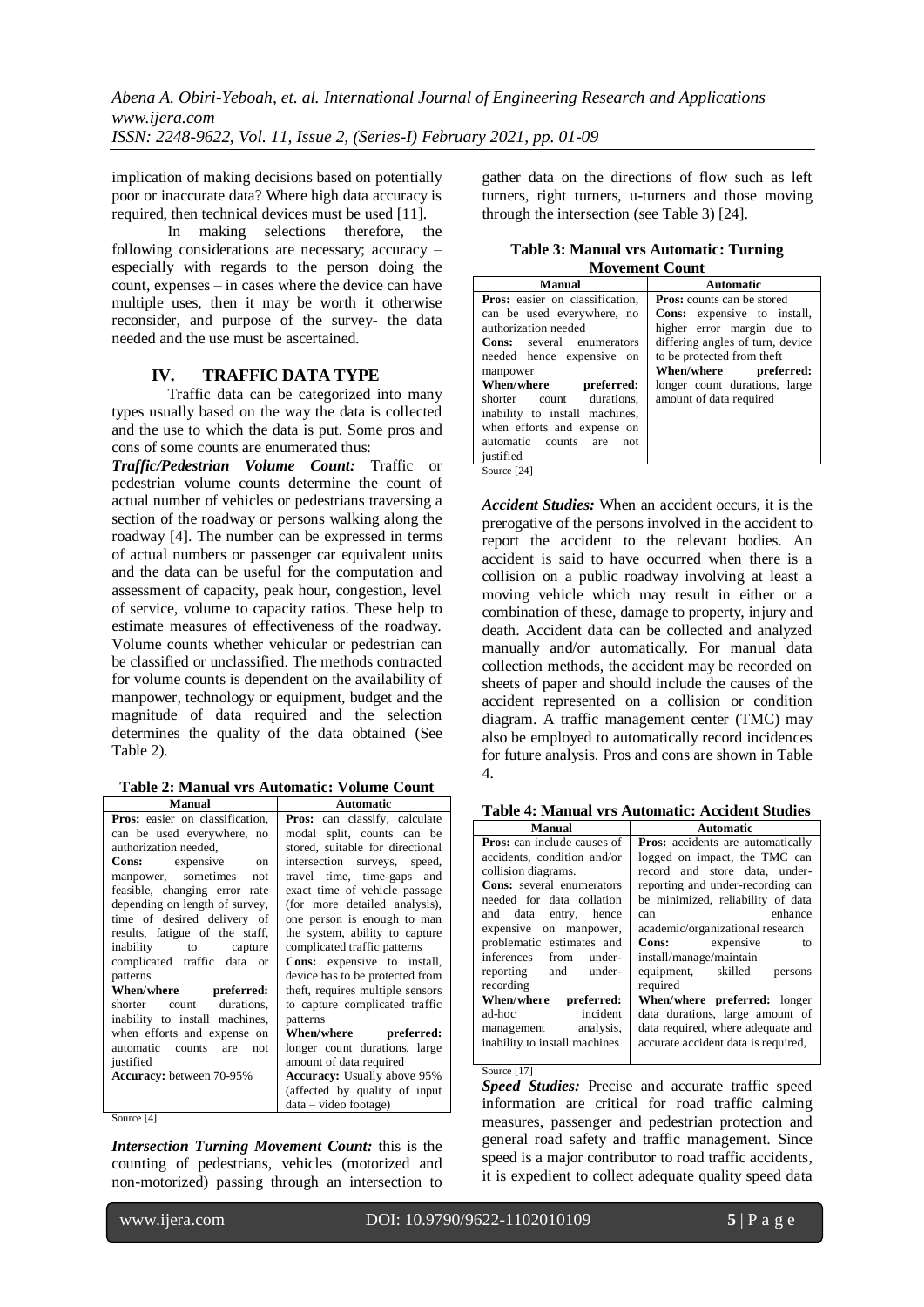implication of making decisions based on potentially poor or inaccurate data? Where high data accuracy is required, then technical devices must be used [11].

In making selections therefore, the following considerations are necessary; accuracy – especially with regards to the person doing the count, expenses – in cases where the device can have multiple uses, then it may be worth it otherwise reconsider, and purpose of the survey- the data needed and the use must be ascertained.

## IV. TRAFFIC DATA TYPE

Traffic data can be categorized into many types usually based on the way the data is collected and the use to which the data is put. Some pros and cons of some counts are enumerated thus:

***Traffic/Pedestrian Volume Count:*** Traffic or pedestrian volume counts determine the count of actual number of vehicles or pedestrians traversing a section of the roadway or persons walking along the roadway [4]. The number can be expressed in terms of actual numbers or passenger car equivalent units and the data can be useful for the computation and assessment of capacity, peak hour, congestion, level of service, volume to capacity ratios. These help to estimate measures of effectiveness of the roadway. Volume counts whether vehicular or pedestrian can be classified or unclassified. The methods contracted for volume counts is dependent on the availability of manpower, technology or equipment, budget and the magnitude of data required and the selection determines the quality of the data obtained (See Table 2).

**Table 2: Manual vrs Automatic: Volume Count**

| Manual | Automatic |
|---|---|
| **Pros:** easier on classification, can be used everywhere, no authorization needed, | **Pros:** can classify, calculate modal split, counts can be stored, suitable for directional intersection surveys, speed, travel time, time-gaps and exact time of vehicle passage (for more detailed analysis), one person is enough to man the system, ability to capture complicated traffic patterns |
| **Cons:** expensive on manpower, sometimes not feasible, changing error rate depending on length of survey, time of desired delivery of results, fatigue of the staff, inability to capture complicated traffic data or patterns | **Cons:** expensive to install, device has to be protected from theft, requires multiple sensors to capture complicated traffic patterns |
| **When/where preferred:** shorter count durations, inability to install machines, when efforts and expense on automatic counts are not justified | **When/where preferred:** longer count durations, large amount of data required |
| **Accuracy:** between 70-95% | **Accuracy:** Usually above 95% (affected by quality of input data – video footage) |

Source [4]

***Intersection Turning Movement Count:*** this is the counting of pedestrians, vehicles (motorized and non-motorized) passing through an intersection to gather data on the directions of flow such as left turners, right turners, u-turners and those moving through the intersection (see Table 3) [24].

**Table 3: Manual vrs Automatic: Turning Movement Count**

| Manual | Automatic |
|---|---|
| **Pros:** easier on classification, can be used everywhere, no authorization needed | **Pros:** counts can be stored |
| **Cons:** several enumerators needed hence expensive on manpower | **Cons:** expensive to install, higher error margin due to differing angles of turn, device to be protected from theft |
| **When/where preferred:** shorter count durations, inability to install machines, when efforts and expense on automatic counts are not justified | **When/where preferred:** longer count durations, large amount of data required |

Source [24]

***Accident Studies:*** When an accident occurs, it is the prerogative of the persons involved in the accident to report the accident to the relevant bodies. An accident is said to have occurred when there is a collision on a public roadway involving at least a moving vehicle which may result in either or a combination of these, damage to property, injury and death. Accident data can be collected and analyzed manually and/or automatically. For manual data collection methods, the accident may be recorded on sheets of paper and should include the causes of the accident represented on a collision or condition diagram. A traffic management center (TMC) may also be employed to automatically record incidences for future analysis. Pros and cons are shown in Table 4.

**Table 4: Manual vrs Automatic: Accident Studies**

| Manual | Automatic |
|---|---|
| **Pros:** can include causes of accidents, condition and/or collision diagrams. | **Pros:** accidents are automatically logged on impact, the TMC can record and store data, under-reporting and under-recording can be minimized, reliability of data can enhance academic/organizational research |
| **Cons:** several enumerators needed for data collation and data entry, hence expensive on manpower, problematic estimates and inferences from under-reporting and under-recording | **Cons:** expensive to install/manage/maintain equipment, skilled persons required |
| **When/where preferred:** ad-hoc incident management analysis, inability to install machines | **When/where preferred:** longer data durations, large amount of data required, where adequate and accurate accident data is required, |

Source [17]

***Speed Studies:*** Precise and accurate traffic speed information are critical for road traffic calming measures, passenger and pedestrian protection and general road safety and traffic management. Since speed is a major contributor to road traffic accidents, it is expedient to collect adequate quality speed data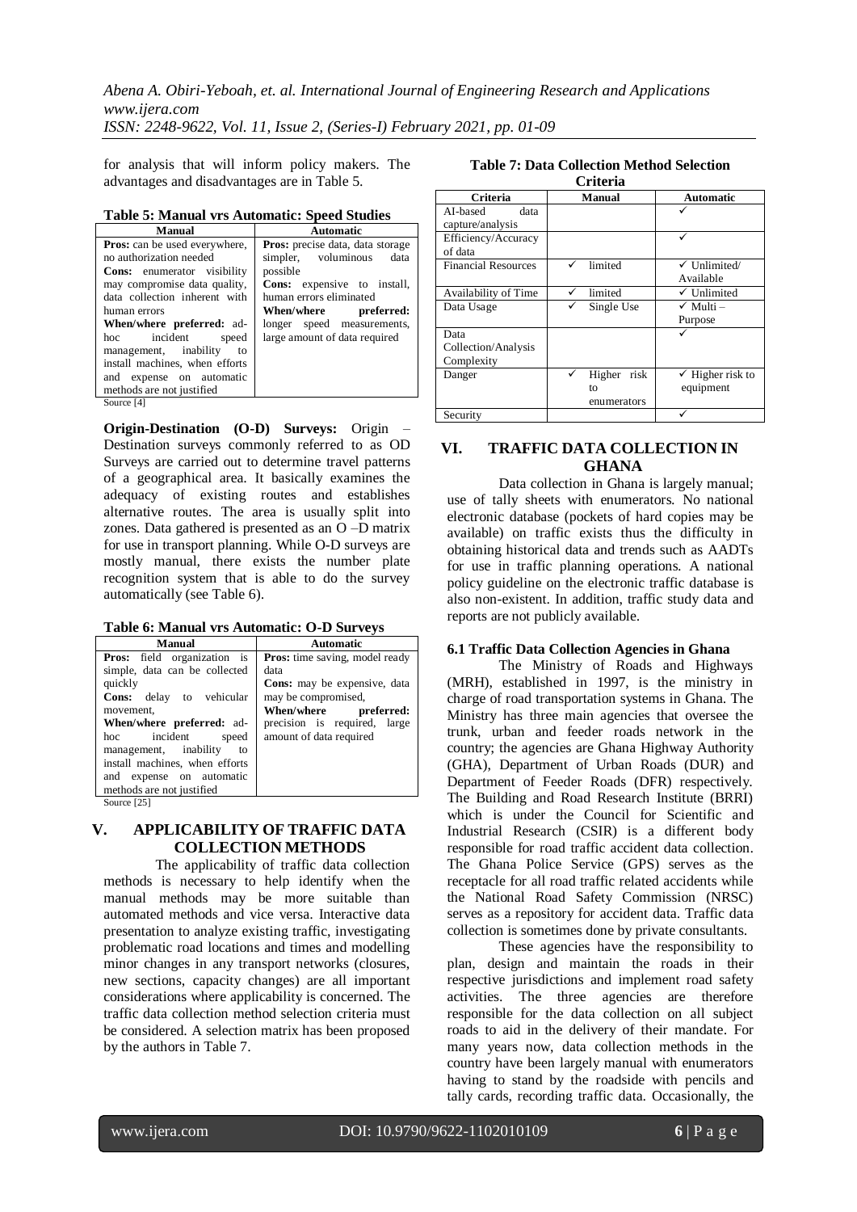for analysis that will inform policy makers. The advantages and disadvantages are in Table 5.

**Table 5: Manual vrs Automatic: Speed Studies**

| Manual | Automatic |
|---|---|
| **Pros:** can be used everywhere, no authorization needed<br>**Cons:** enumerator visibility may compromise data quality, data collection inherent with human errors<br>**When/where preferred:** ad-hoc incident speed management, inability to install machines, when efforts and expense on automatic methods are not justified | **Pros:** precise data, data storage simpler, voluminous data possible<br>**Cons:** expensive to install, human errors eliminated<br>**When/where preferred:** longer speed measurements, large amount of data required |

Source [4]

**Origin-Destination (O-D) Surveys:** Origin – Destination surveys commonly referred to as OD Surveys are carried out to determine travel patterns of a geographical area. It basically examines the adequacy of existing routes and establishes alternative routes. The area is usually split into zones. Data gathered is presented as an O –D matrix for use in transport planning. While O-D surveys are mostly manual, there exists the number plate recognition system that is able to do the survey automatically (see Table 6).

**Table 6: Manual vrs Automatic: O-D Surveys**

| Manual | Automatic |
|---|---|
| **Pros:** field organization is simple, data can be collected quickly<br>**Cons:** delay to vehicular movement,<br>**When/where preferred:** ad-hoc incident speed management, inability to install machines, when efforts and expense on automatic methods are not justified | **Pros:** time saving, model ready data<br>**Cons:** may be expensive, data may be compromised,<br>**When/where preferred:** precision is required, large amount of data required |

Source [25]

## V. APPLICABILITY OF TRAFFIC DATA COLLECTION METHODS

The applicability of traffic data collection methods is necessary to help identify when the manual methods may be more suitable than automated methods and vice versa. Interactive data presentation to analyze existing traffic, investigating problematic road locations and times and modelling minor changes in any transport networks (closures, new sections, capacity changes) are all important considerations where applicability is concerned. The traffic data collection method selection criteria must be considered. A selection matrix has been proposed by the authors in Table 7.

**Table 7: Data Collection Method Selection Criteria**

| Criteria | Manual | Automatic |
|---|---|---|
| AI-based data capture/analysis | | ✓ |
| Efficiency/Accuracy of data | | ✓ |
| Financial Resources | ✓ limited | ✓ Unlimited/ Available |
| Availability of Time | ✓ limited | ✓ Unlimited |
| Data Usage | ✓ Single Use | ✓ Multi – Purpose |
| Data Collection/Analysis Complexity | | ✓ |
| Danger | ✓ Higher risk to enumerators | ✓ Higher risk to equipment |
| Security | | ✓ |

## VI. TRAFFIC DATA COLLECTION IN GHANA

Data collection in Ghana is largely manual; use of tally sheets with enumerators. No national electronic database (pockets of hard copies may be available) on traffic exists thus the difficulty in obtaining historical data and trends such as AADTs for use in traffic planning operations. A national policy guideline on the electronic traffic database is also non-existent. In addition, traffic study data and reports are not publicly available.

### 6.1 Traffic Data Collection Agencies in Ghana

The Ministry of Roads and Highways (MRH), established in 1997, is the ministry in charge of road transportation systems in Ghana. The Ministry has three main agencies that oversee the trunk, urban and feeder roads network in the country; the agencies are Ghana Highway Authority (GHA), Department of Urban Roads (DUR) and Department of Feeder Roads (DFR) respectively. The Building and Road Research Institute (BRRI) which is under the Council for Scientific and Industrial Research (CSIR) is a different body responsible for road traffic accident data collection. The Ghana Police Service (GPS) serves as the receptacle for all road traffic related accidents while the National Road Safety Commission (NRSC) serves as a repository for accident data. Traffic data collection is sometimes done by private consultants.

These agencies have the responsibility to plan, design and maintain the roads in their respective jurisdictions and implement road safety activities. The three agencies are therefore responsible for the data collection on all subject roads to aid in the delivery of their mandate. For many years now, data collection methods in the country have been largely manual with enumerators having to stand by the roadside with pencils and tally cards, recording traffic data. Occasionally, the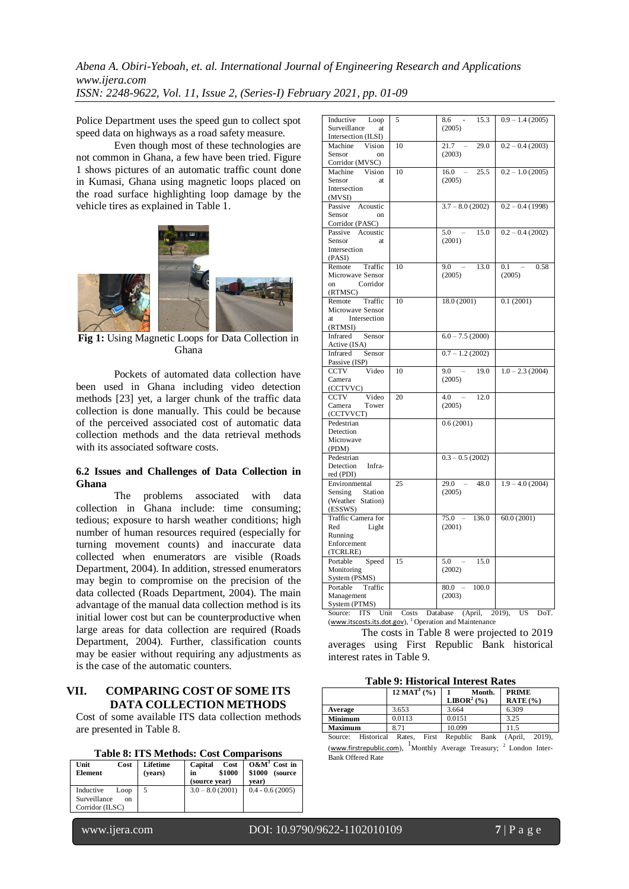Police Department uses the speed gun to collect spot speed data on highways as a road safety measure.

Even though most of these technologies are not common in Ghana, a few have been tried. Figure 1 shows pictures of an automatic traffic count done in Kumasi, Ghana using magnetic loops placed on the road surface highlighting loop damage by the vehicle tires as explained in Table 1.

**Fig 1:** Using Magnetic Loops for Data Collection in Ghana

Pockets of automated data collection have been used in Ghana including video detection methods [23] yet, a larger chunk of the traffic data collection is done manually. This could be because of the perceived associated cost of automatic data collection methods and the data retrieval methods with its associated software costs.

### 6.2 Issues and Challenges of Data Collection in Ghana

The problems associated with data collection in Ghana include: time consuming; tedious; exposure to harsh weather conditions; high number of human resources required (especially for turning movement counts) and inaccurate data collected when enumerators are visible (Roads Department, 2004). In addition, stressed enumerators may begin to compromise on the precision of the data collected (Roads Department, 2004). The main advantage of the manual data collection method is its initial lower cost but can be counterproductive when large areas for data collection are required (Roads Department, 2004). Further, classification counts may be easier without requiring any adjustments as is the case of the automatic counters.

## VII. COMPARING COST OF SOME ITS DATA COLLECTION METHODS

Cost of some available ITS data collection methods are presented in Table 8.

**Table 8: ITS Methods: Cost Comparisons**

| Unit Cost Element | Lifetime (years) | Capital Cost in $1000 (source year) | O&M[1] Cost in $1000 (source year) |
|---|---|---|---|
| Inductive Loop Surveillance on Corridor (ILSC) | 5 | 3.0 – 8.0 (2001) | 0.4 - 0.6 (2005) |
| Inductive Loop Surveillance at Intersection (ILSI) | 5 | 8.6 - 15.3 (2005) | 0.9 – 1.4 (2005) |
| Machine Vision Sensor on Corridor (MVSC) | 10 | 21.7 – 29.0 (2003) | 0.2 – 0.4 (2003) |
| Machine Vision Sensor at Intersection (MVSI) | 10 | 16.0 – 25.5 (2005) | 0.2 – 1.0 (2005) |
| Passive Acoustic Sensor on Corridor (PASC) | | 3.7 – 8.0 (2002) | 0.2 – 0.4 (1998) |
| Passive Acoustic Sensor at Intersection (PASI) | | 5.0 – 15.0 (2001) | 0.2 – 0.4 (2002) |
| Remote Traffic Microwave Sensor on Corridor (RTMSC) | 10 | 9.0 – 13.0 (2005) | 0.1 – 0.58 (2005) |
| Remote Traffic Microwave Sensor at Intersection (RTMSI) | 10 | 18.0 (2001) | 0.1 (2001) |
| Infrared Sensor Active (ISA) | | 6.0 – 7.5 (2000) | |
| Infrared Sensor Passive (ISP) | | 0.7 – 1.2 (2002) | |
| CCTV Video Camera (CCTVVC) | 10 | 9.0 – 19.0 (2005) | 1.0 – 2.3 (2004) |
| CCTV Video Camera Tower (CCTVVCT) | 20 | 4.0 – 12.0 (2005) | |
| Pedestrian Detection Microwave (PDM) | | 0.6 (2001) | |
| Pedestrian Detection Infra-red (PDI) | | 0.3 – 0.5 (2002) | |
| Environmental Sensing Station (Weather Station) (ESSWS) | 25 | 29.0 – 48.0 (2005) | 1.9 – 4.0 (2004) |
| Traffic Camera for Red Light Running Enforcement (TCRLRE) | | 75.0 – 136.0 (2001) | 60.0 (2001) |
| Portable Speed Monitoring System (PSMS) | 15 | 5.0 – 15.0 (2002) | |
| Portable Traffic Management System (PTMS) | | 80.0 – 100.0 (2003) | |

Source: ITS Unit Costs Database (April, 2019), US DoT. (www.itscosts.its.dot.gov), [1] Operation and Maintenance

The costs in Table 8 were projected to 2019 averages using First Republic Bank historical interest rates in Table 9.

**Table 9: Historical Interest Rates**

| | 12 MAT[1] (%) | 1 Month. LIBOR[2] (%) | PRIME RATE (%) |
|---|---|---|---|
| **Average** | 3.653 | 3.664 | 6.309 |
| **Minimum** | 0.0113 | 0.0151 | 3.25 |
| **Maximum** | 8.71 | 10.099 | 11.5 |

Source: Historical Rates, First Republic Bank (April, 2019), (www.firstrepublic.com), [1] Monthly Average Treasury; [2] London Inter-Bank Offered Rate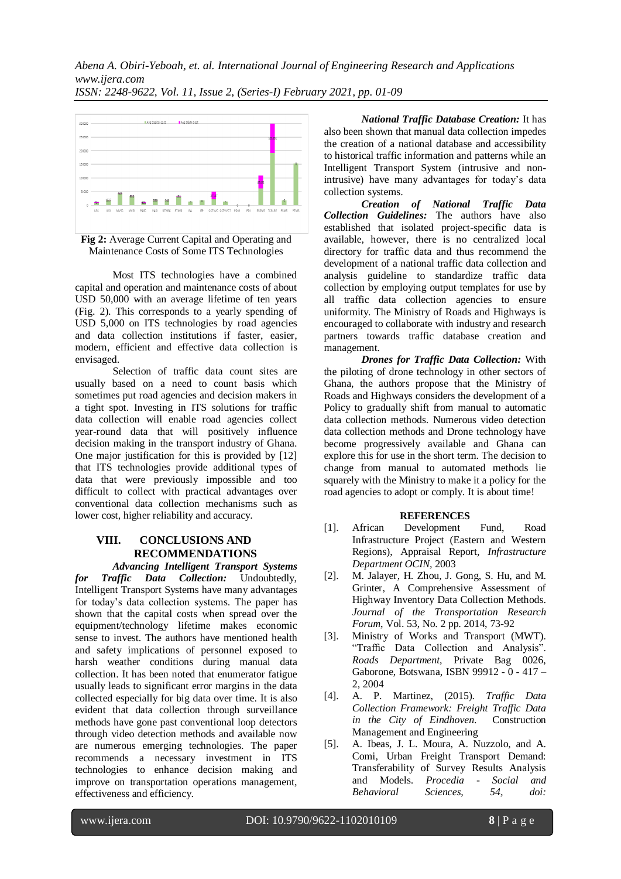Avg capital cost    Avg O&M cost

300000
250000
200000
150000
100000
50000
0

ILSD ILSI MVSE MVDI PASC PASI RTMSC RTMS ISA ISP CCTVVC CCTVVCT PDM PDI ESSMS TCRLRE PSMS FTMS

**Fig 2:** Average Current Capital and Operating and Maintenance Costs of Some ITS Technologies

Most ITS technologies have a combined capital and operation and maintenance costs of about USD 50,000 with an average lifetime of ten years (Fig. 2). This corresponds to a yearly spending of USD 5,000 on ITS technologies by road agencies and data collection institutions if faster, easier, modern, efficient and effective data collection is envisaged.

Selection of traffic data count sites are usually based on a need to count basis which sometimes put road agencies and decision makers in a tight spot. Investing in ITS solutions for traffic data collection will enable road agencies collect year-round data that will positively influence decision making in the transport industry of Ghana. One major justification for this is provided by [12] that ITS technologies provide additional types of data that were previously impossible and too difficult to collect with practical advantages over conventional data collection mechanisms such as lower cost, higher reliability and accuracy.

## VIII. CONCLUSIONS AND RECOMMENDATIONS

***Advancing Intelligent Transport Systems for Traffic Data Collection:*** Undoubtedly, Intelligent Transport Systems have many advantages for today's data collection systems. The paper has shown that the capital costs when spread over the equipment/technology lifetime makes economic sense to invest. The authors have mentioned health and safety implications of personnel exposed to harsh weather conditions during manual data collection. It has been noted that enumerator fatigue usually leads to significant error margins in the data collected especially for big data over time. It is also evident that data collection through surveillance methods have gone past conventional loop detectors through video detection methods and available now are numerous emerging technologies. The paper recommends a necessary investment in ITS technologies to enhance decision making and improve on transportation operations management, effectiveness and efficiency.

***National Traffic Database Creation:*** It has also been shown that manual data collection impedes the creation of a national database and accessibility to historical traffic information and patterns while an Intelligent Transport System (intrusive and non-intrusive) have many advantages for today's data collection systems.

***Creation of National Traffic Data Collection Guidelines:*** The authors have also established that isolated project-specific data is available, however, there is no centralized local directory for traffic data and thus recommend the development of a national traffic data collection and analysis guideline to standardize traffic data collection by employing output templates for use by all traffic data collection agencies to ensure uniformity. The Ministry of Roads and Highways is encouraged to collaborate with industry and research partners towards traffic database creation and management.

***Drones for Traffic Data Collection:*** With the piloting of drone technology in other sectors of Ghana, the authors propose that the Ministry of Roads and Highways considers the development of a Policy to gradually shift from manual to automatic data collection methods. Numerous video detection data collection methods and Drone technology have become progressively available and Ghana can explore this for use in the short term. The decision to change from manual to automated methods lie squarely with the Ministry to make it a policy for the road agencies to adopt or comply. It is about time!

## REFERENCES

[1]. African Development Fund, Road Infrastructure Project (Eastern and Western Regions), Appraisal Report, *Infrastructure Department OCIN*, 2003

[2]. M. Jalayer, H. Zhou, J. Gong, S. Hu, and M. Grinter, A Comprehensive Assessment of Highway Inventory Data Collection Methods. *Journal of the Transportation Research Forum*, Vol. 53, No. 2 pp. 2014, 73-92

[3]. Ministry of Works and Transport (MWT). "Traffic Data Collection and Analysis". *Roads Department*, Private Bag 0026, Gaborone, Botswana, ISBN 99912 - 0 - 417 – 2, 2004

[4]. A. P. Martinez, (2015). *Traffic Data Collection Framework: Freight Traffic Data in the City of Eindhoven.* Construction Management and Engineering

[5]. A. Ibeas, J. L. Moura, A. Nuzzolo, and A. Comi, Urban Freight Transport Demand: Transferability of Survey Results Analysis and Models. *Procedia - Social and Behavioral Sciences, 54, doi:*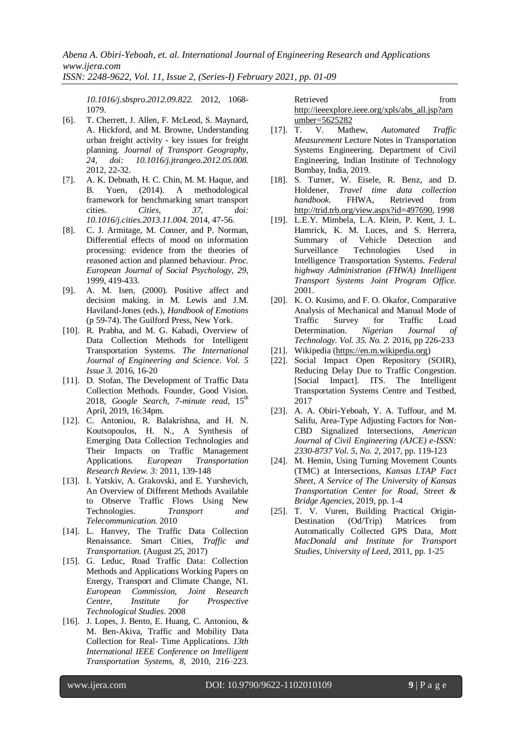*10.1016/j.sbspro.2012.09.822.* 2012, 1068-1079.

[6]. T. Cherrett, J. Allen, F. McLeod, S. Maynard, A. Hickford, and M. Browne, Understanding urban freight activity - key issues for freight planning. *Journal of Transport Geography, 24, doi: 10.1016/j.jtrangeo.2012.05.008.* 2012, 22-32.

[7]. A. K. Debnath, H. C. Chin, M. M. Haque, and B. Yuen, (2014). A methodological framework for benchmarking smart transport cities. *Cities, 37, doi: 10.1016/j.cities.2013.11.004.* 2014, 47-56.

[8]. C. J. Armitage, M. Conner, and P. Norman, Differential effects of mood on information processing: evidence from the theories of reasoned action and planned behaviour. *Proc. European Journal of Social Psychology, 29,* 1999, 419-433.

[9]. A. M. Isen, (2000). Positive affect and decision making. in M. Lewis and J.M. Haviland-Jones (eds.), *Handbook of Emotions* (p 59-74). The Guilford Press, New York.

[10]. R. Prabha, and M. G. Kabadi, Overview of Data Collection Methods for Intelligent Transportation Systems. *The International Journal of Engineering and Science*. *Vol. 5 Issue 3.* 2016, 16-20

[11]. D. Stofan, The Development of Traffic Data Collection Methods. Founder, Good Vision. 2018, *Google Search, 7-minute read,* 15th April, 2019, 16:34pm.

[12]. C. Antoniou, R. Balakrishna, and H. N. Koutsopoulos, H. N., A Synthesis of Emerging Data Collection Technologies and Their Impacts on Traffic Management Applications. *European Transportation Research Review. 3:* 2011, 139-148

[13]. I. Yatskiv, A. Grakovski, and E. Yurshevich, An Overview of Different Methods Available to Observe Traffic Flows Using New Technologies. *Transport and Telecommunication.* 2010

[14]. L. Hanvey, The Traffic Data Collection Renaissance. Smart Cities, *Traffic and Transportation.* (August 25, 2017)

[15]. G. Leduc, Road Traffic Data: Collection Methods and Applications Working Papers on Energy, Transport and Climate Change, N1. *European Commission, Joint Research Centre, Institute for Prospective Technological Studies*. 2008

[16]. J. Lopes, J. Bento, E. Huang, C. Antoniou, & M. Ben-Akiva, Traffic and Mobility Data Collection for Real- Time Applications. *13th International IEEE Conference on Intelligent Transportation Systems, 8,* 2010, 216–223. Retrieved from http://ieeexplore.ieee.org/xpls/abs_all.jsp?arnumber=5625282

[17]. T. V. Mathew, *Automated Traffic Measurement* Lecture Notes in Transportation Systems Engineering. Department of Civil Engineering, Indian Institute of Technology Bombay, India, 2019.

[18]. S. Turner, W. Eisele, R. Benz, and D. Holdener, *Travel time data collection handbook*. FHWA, Retrieved from http://trid.trb.org/view.aspx?id=497690, 1998

[19]. L.E.Y. Mimbela, L.A. Klein, P. Kent, J. L. Hamrick, K. M. Luces, and S. Herrera, Summary of Vehicle Detection and Surveillance Technologies Used in Intelligence Transportation Systems. *Federal highway Administration (FHWA) Intelligent Transport Systems Joint Program Office.* 2001.

[20]. K. O. Kusimo, and F. O. Okafor, Comparative Analysis of Mechanical and Manual Mode of Traffic Survey for Traffic Load Determination. *Nigerian Journal of Technology. Vol. 35. No. 2.* 2016, pp 226-233

[21]. Wikipedia (https://en.m.wikipedia.org)

[22]. Social Impact Open Repository (SOIR), Reducing Delay Due to Traffic Congestion. [Social Impact]. ITS. The Intelligent Transportation Systems Centre and Testbed, 2017

[23]. A. A. Obiri-Yeboah, Y. A. Tuffour, and M. Salifu, Area-Type Adjusting Factors for Non-CBD Signalized Intersections, *American Journal of Civil Engineering (AJCE) e-ISSN: 2330-8737 Vol. 5, No. 2,* 2017, pp. 119-123

[24]. M. Hemin, Using Turning Movement Counts (TMC) at Intersections, *Kansas LTAP Fact Sheet, A Service of The University of Kansas Transportation Center for Road, Street & Bridge Agencies*, 2019, pp. 1-4

[25]. T. V. Vuren, Building Practical Origin-Destination (Od/Trip) Matrices from Automatically Collected GPS Data, *Mott MacDonald and Institute for Transport Studies, University of Leed,* 2011, pp. 1-25